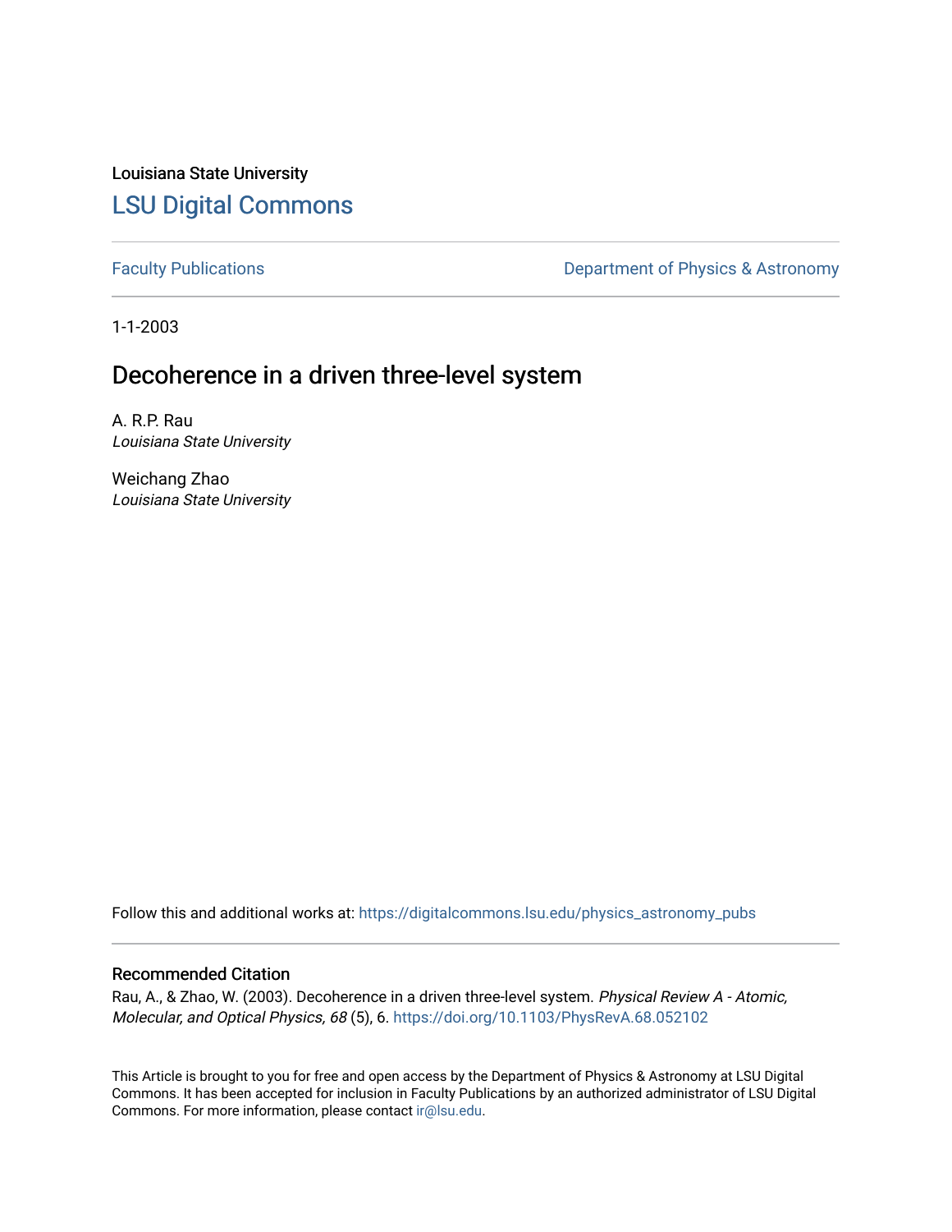Louisiana State University

# LSU Digital Commons

Faculty Publications

Department of Physics & Astronomy

1-1-2003

## Decoherence in a driven three-level system

A. R.P. Rau
*Louisiana State University*

Weichang Zhao
*Louisiana State University*

Follow this and additional works at: https://digitalcommons.lsu.edu/physics_astronomy_pubs

### Recommended Citation

Rau, A., & Zhao, W. (2003). Decoherence in a driven three-level system. *Physical Review A - Atomic, Molecular, and Optical Physics, 68* (5), 6. https://doi.org/10.1103/PhysRevA.68.052102

This Article is brought to you for free and open access by the Department of Physics & Astronomy at LSU Digital Commons. It has been accepted for inclusion in Faculty Publications by an authorized administrator of LSU Digital Commons. For more information, please contact ir@lsu.edu.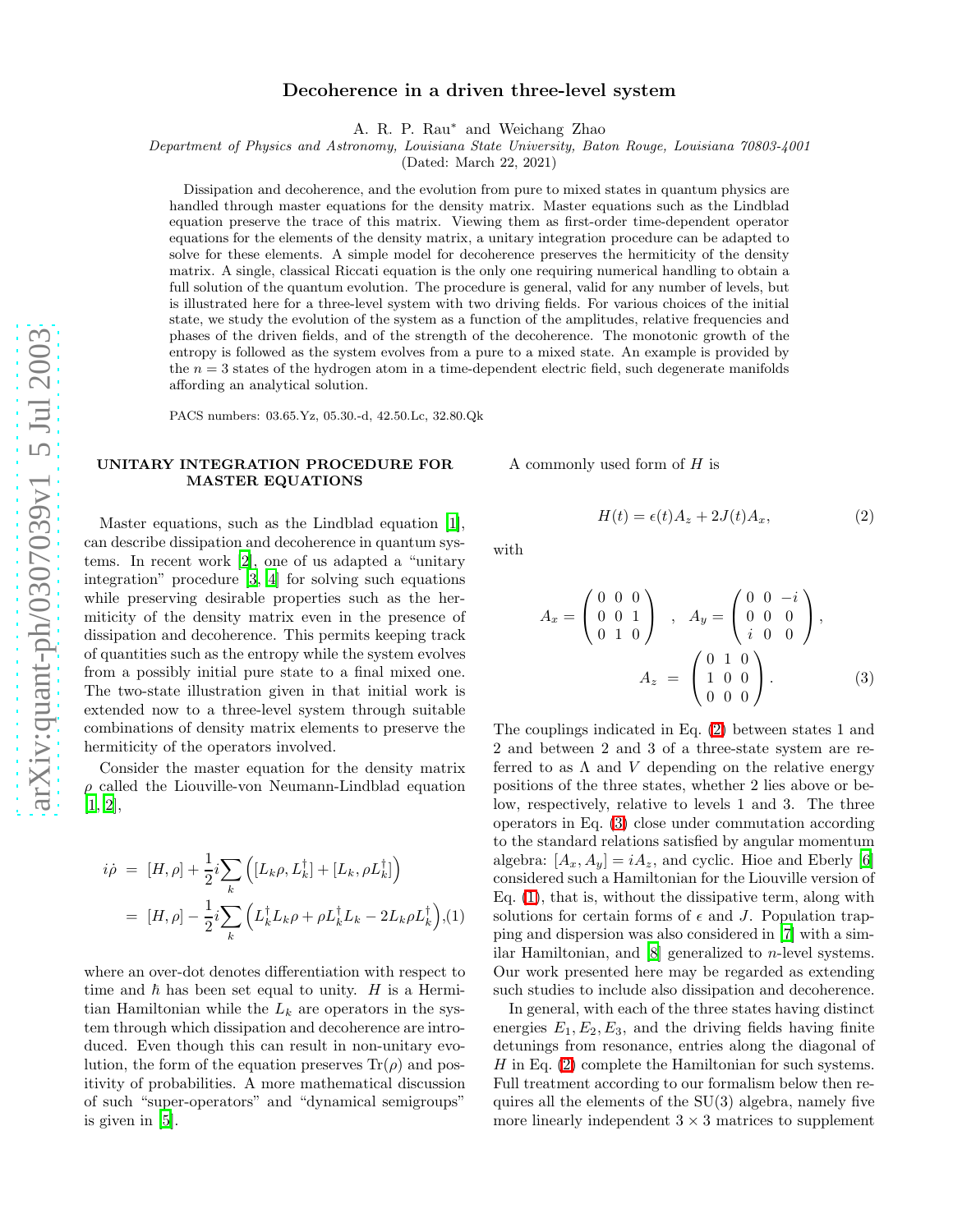# Decoherence in a driven three-level system

A. R. P. Rau* and Weichang Zhao

*Department of Physics and Astronomy, Louisiana State University, Baton Rouge, Louisiana 70803-4001*

(Dated: March 22, 2021)

Dissipation and decoherence, and the evolution from pure to mixed states in quantum physics are handled through master equations for the density matrix. Master equations such as the Lindblad equation preserve the trace of this matrix. Viewing them as first-order time-dependent operator equations for the elements of the density matrix, a unitary integration procedure can be adapted to solve for these elements. A simple model for decoherence preserves the hermiticity of the density matrix. A single, classical Riccati equation is the only one requiring numerical handling to obtain a full solution of the quantum evolution. The procedure is general, valid for any number of levels, but is illustrated here for a three-level system with two driving fields. For various choices of the initial state, we study the evolution of the system as a function of the amplitudes, relative frequencies and phases of the driven fields, and of the strength of the decoherence. The monotonic growth of the entropy is followed as the system evolves from a pure to a mixed state. An example is provided by the $n = 3$ states of the hydrogen atom in a time-dependent electric field, such degenerate manifolds affording an analytical solution.

PACS numbers: 03.65.Yz, 05.30.-d, 42.50.Lc, 32.80.Qk

## UNITARY INTEGRATION PROCEDURE FOR MASTER EQUATIONS

Master equations, such as the Lindblad equation [1], can describe dissipation and decoherence in quantum systems. In recent work [2], one of us adapted a "unitary integration" procedure [3, 4] for solving such equations while preserving desirable properties such as the hermiticity of the density matrix even in the presence of dissipation and decoherence. This permits keeping track of quantities such as the entropy while the system evolves from a possibly initial pure state to a final mixed one. The two-state illustration given in that initial work is extended now to a three-level system through suitable combinations of density matrix elements to preserve the hermiticity of the operators involved.

Consider the master equation for the density matrix $\rho$ called the Liouville-von Neumann-Lindblad equation [1, 2],

$$
\begin{aligned}
i\dot{\rho} &= [H, \rho] + \frac{1}{2} i \sum_k \left( [L_k \rho, L_k^\dagger] + [L_k, \rho L_k^\dagger] \right) \\
&= [H, \rho] - \frac{1}{2} i \sum_k \left( L_k^\dagger L_k \rho + \rho L_k^\dagger L_k - 2 L_k \rho L_k^\dagger \right), \quad (1)
\end{aligned}
$$

where an over-dot denotes differentiation with respect to time and $\hbar$ has been set equal to unity. $H$ is a Hermitian Hamiltonian while the $L_k$ are operators in the system through which dissipation and decoherence are introduced. Even though this can result in non-unitary evolution, the form of the equation preserves $\mathrm{Tr}(\rho)$ and positivity of probabilities. A more mathematical discussion of such "super-operators" and "dynamical semigroups" is given in [5].

A commonly used form of $H$ is

$$
H(t) = \epsilon(t) A_z + 2J(t) A_x, \quad (2)
$$

with

$$
A_x = \begin{pmatrix} 0 & 0 & 0 \\ 0 & 0 & 1 \\ 0 & 1 & 0 \end{pmatrix}, \quad A_y = \begin{pmatrix} 0 & 0 & -i \\ 0 & 0 & 0 \\ i & 0 & 0 \end{pmatrix},
$$

$$
A_z = \begin{pmatrix} 0 & 1 & 0 \\ 1 & 0 & 0 \\ 0 & 0 & 0 \end{pmatrix}. \quad (3)
$$

The couplings indicated in Eq. (2) between states 1 and 2 and between 2 and 3 of a three-state system are referred to as $\Lambda$ and $V$ depending on the relative energy positions of the three states, whether 2 lies above or below, respectively, relative to levels 1 and 3. The three operators in Eq. (3) close under commutation according to the standard relations satisfied by angular momentum algebra: $[A_x, A_y] = iA_z$, and cyclic. Hioe and Eberly [6] considered such a Hamiltonian for the Liouville version of Eq. (1), that is, without the dissipative term, along with solutions for certain forms of $\epsilon$ and $J$. Population trapping and dispersion was also considered in [7] with a similar Hamiltonian, and [8] generalized to $n$-level systems. Our work presented here may be regarded as extending such studies to include also dissipation and decoherence.

In general, with each of the three states having distinct energies $E_1, E_2, E_3$, and the driving fields having finite detunings from resonance, entries along the diagonal of $H$ in Eq. (2) complete the Hamiltonian for such systems. Full treatment according to our formalism below then requires all the elements of the SU(3) algebra, namely five more linearly independent $3 \times 3$ matrices to supplement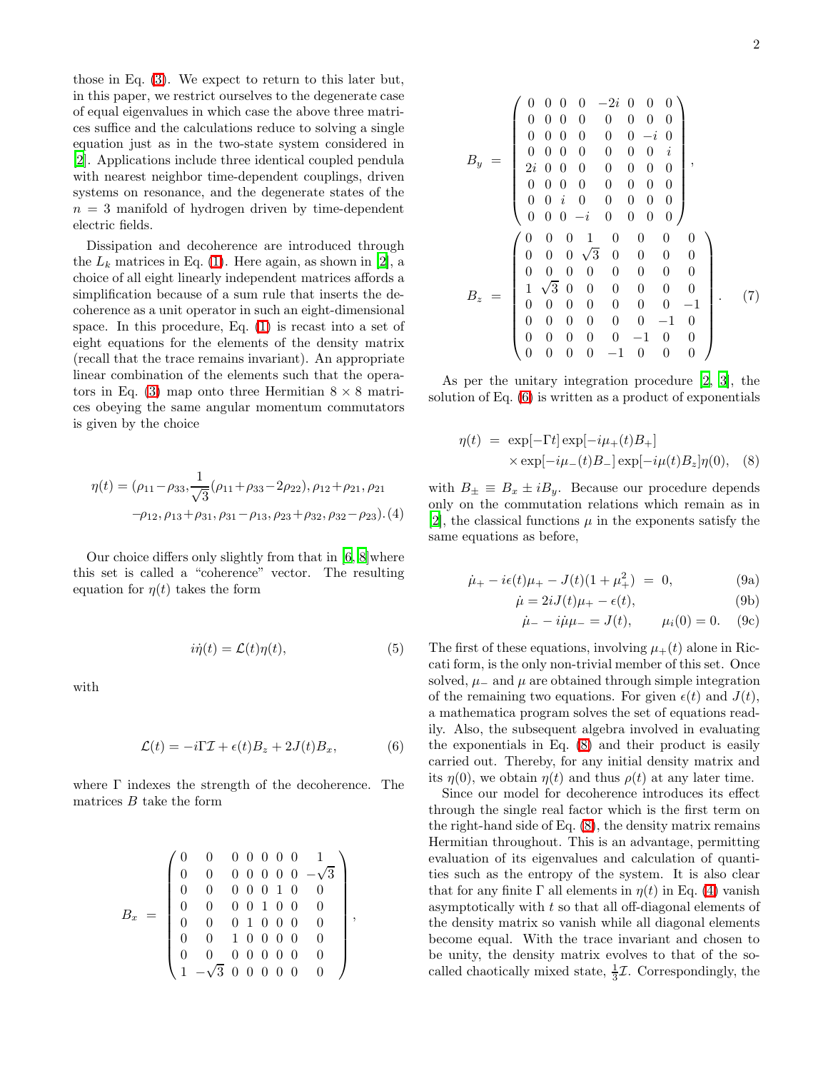those in Eq. (3). We expect to return to this later but, in this paper, we restrict ourselves to the degenerate case of equal eigenvalues in which case the above three matrices suffice and the calculations reduce to solving a single equation just as in the two-state system considered in [2]. Applications include three identical coupled pendula with nearest neighbor time-dependent couplings, driven systems on resonance, and the degenerate states of the $n = 3$ manifold of hydrogen driven by time-dependent electric fields.

Dissipation and decoherence are introduced through the $L_k$ matrices in Eq. (1). Here again, as shown in [2], a choice of all eight linearly independent matrices affords a simplification because of a sum rule that inserts the decoherence as a unit operator in such an eight-dimensional space. In this procedure, Eq. (1) is recast into a set of eight equations for the elements of the density matrix (recall that the trace remains invariant). An appropriate linear combination of the elements such that the operators in Eq. (3) map onto three Hermitian $8 \times 8$ matrices obeying the same angular momentum commutators is given by the choice

$$\eta(t) = (\rho_{11} - \rho_{33}, \frac{1}{\sqrt{3}}(\rho_{11} + \rho_{33} - 2\rho_{22}), \rho_{12} + \rho_{21}, \rho_{21} - \rho_{12}, \rho_{13} + \rho_{31}, \rho_{31} - \rho_{13}, \rho_{23} + \rho_{32}, \rho_{32} - \rho_{23}). \quad (4)$$

Our choice differs only slightly from that in [6, 8]where this set is called a "coherence" vector. The resulting equation for $\eta(t)$ takes the form

$$i\dot{\eta}(t) = \mathcal{L}(t)\eta(t), \quad (5)$$

with

$$\mathcal{L}(t) = -i\Gamma\mathcal{I} + \epsilon(t)B_z + 2J(t)B_x, \quad (6)$$

where $\Gamma$ indexes the strength of the decoherence. The matrices $B$ take the form

$$B_x = \begin{pmatrix} 0 & 0 & 0 & 0 & 0 & 0 & 0 & 1 \\ 0 & 0 & 0 & 0 & 0 & 0 & 0 & -\sqrt{3} \\ 0 & 0 & 0 & 0 & 0 & 1 & 0 & 0 \\ 0 & 0 & 0 & 0 & 1 & 0 & 0 & 0 \\ 0 & 0 & 0 & 1 & 0 & 0 & 0 & 0 \\ 0 & 0 & 1 & 0 & 0 & 0 & 0 & 0 \\ 0 & 0 & 0 & 0 & 0 & 0 & 0 & 0 \\ 1 & -\sqrt{3} & 0 & 0 & 0 & 0 & 0 & 0 \end{pmatrix},$$

$$B_y = \begin{pmatrix} 0 & 0 & 0 & 0 & -2i & 0 & 0 & 0 \\ 0 & 0 & 0 & 0 & 0 & 0 & 0 & 0 \\ 0 & 0 & 0 & 0 & 0 & 0 & -i & 0 \\ 0 & 0 & 0 & 0 & 0 & 0 & 0 & i \\ 2i & 0 & 0 & 0 & 0 & 0 & 0 & 0 \\ 0 & 0 & 0 & 0 & 0 & 0 & 0 & 0 \\ 0 & 0 & i & 0 & 0 & 0 & 0 & 0 \\ 0 & 0 & 0 & -i & 0 & 0 & 0 & 0 \end{pmatrix},$$

$$B_z = \begin{pmatrix} 0 & 0 & 0 & 1 & 0 & 0 & 0 & 0 \\ 0 & 0 & 0 & \sqrt{3} & 0 & 0 & 0 & 0 \\ 0 & 0 & 0 & 0 & 0 & 0 & 0 & 0 \\ 1 & \sqrt{3} & 0 & 0 & 0 & 0 & 0 & 0 \\ 0 & 0 & 0 & 0 & 0 & 0 & 0 & -1 \\ 0 & 0 & 0 & 0 & 0 & 0 & -1 & 0 \\ 0 & 0 & 0 & 0 & 0 & -1 & 0 & 0 \\ 0 & 0 & 0 & 0 & -1 & 0 & 0 & 0 \end{pmatrix}. \quad (7)$$

As per the unitary integration procedure [2, 3], the solution of Eq. (6) is written as a product of exponentials

$$\eta(t) = \exp[-\Gamma t]\exp[-i\mu_+(t)B_+] \times \exp[-i\mu_-(t)B_-]\exp[-i\mu(t)B_z]\eta(0), \quad (8)$$

with $B_\pm \equiv B_x \pm iB_y$. Because our procedure depends only on the commutation relations which remain as in [2], the classical functions $\mu$ in the exponents satisfy the same equations as before,

$$\dot{\mu}_+ - i\epsilon(t)\mu_+ - J(t)(1 + \mu_+^2) = 0, \quad (9a)$$

$$\dot{\mu} = 2iJ(t)\mu_+ - \epsilon(t), \quad (9b)$$

$$\dot{\mu}_- - i\dot{\mu}\mu_- = J(t), \qquad \mu_i(0) = 0. \quad (9c)$$

The first of these equations, involving $\mu_+(t)$ alone in Riccati form, is the only non-trivial member of this set. Once solved, $\mu_-$ and $\mu$ are obtained through simple integration of the remaining two equations. For given $\epsilon(t)$ and $J(t)$, a mathematica program solves the set of equations readily. Also, the subsequent algebra involved in evaluating the exponentials in Eq. (8) and their product is easily carried out. Thereby, for any initial density matrix and its $\eta(0)$, we obtain $\eta(t)$ and thus $\rho(t)$ at any later time.

Since our model for decoherence introduces its effect through the single real factor which is the first term on the right-hand side of Eq. (8), the density matrix remains Hermitian throughout. This is an advantage, permitting evaluation of its eigenvalues and calculation of quantities such as the entropy of the system. It is also clear that for any finite $\Gamma$ all elements in $\eta(t)$ in Eq. (4) vanish asymptotically with $t$ so that all off-diagonal elements of the density matrix so vanish while all diagonal elements become equal. With the trace invariant and chosen to be unity, the density matrix evolves to that of the so-called chaotically mixed state, $\frac{1}{3}\mathcal{I}$. Correspondingly, the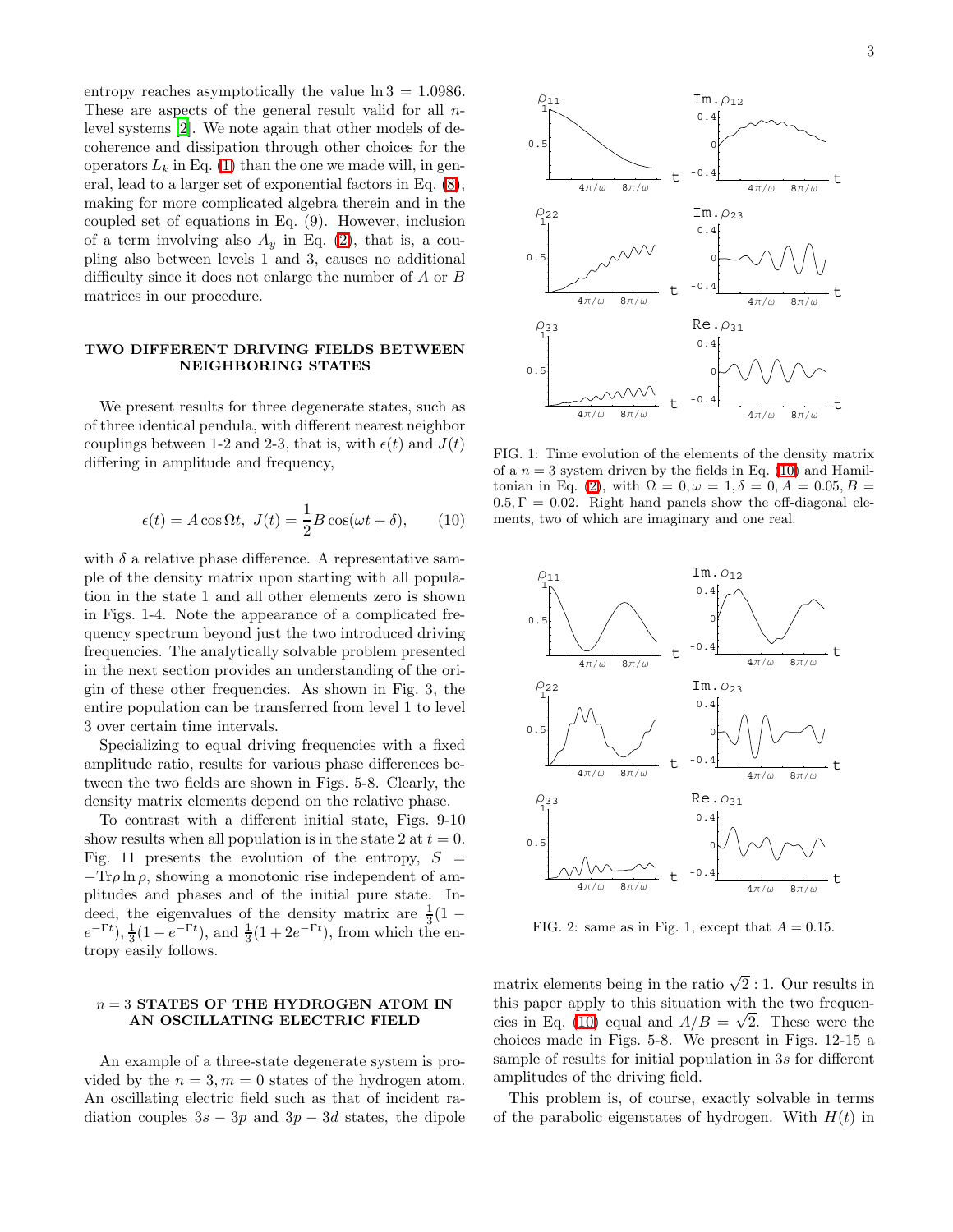entropy reaches asymptotically the value $\ln 3 = 1.0986$. These are aspects of the general result valid for all $n$-level systems [2]. We note again that other models of decoherence and dissipation through other choices for the operators $L_k$ in Eq. (1) than the one we made will, in general, lead to a larger set of exponential factors in Eq. (8), making for more complicated algebra therein and in the coupled set of equations in Eq. (9). However, inclusion of a term involving also $A_y$ in Eq. (2), that is, a coupling also between levels 1 and 3, causes no additional difficulty since it does not enlarge the number of $A$ or $B$ matrices in our procedure.

## TWO DIFFERENT DRIVING FIELDS BETWEEN NEIGHBORING STATES

We present results for three degenerate states, such as of three identical pendula, with different nearest neighbor couplings between 1-2 and 2-3, that is, with $\epsilon(t)$ and $J(t)$ differing in amplitude and frequency,

$$\epsilon(t) = A\cos\Omega t,\ J(t) = \frac{1}{2}B\cos(\omega t + \delta), \qquad (10)$$

with $\delta$ a relative phase difference. A representative sample of the density matrix upon starting with all population in the state 1 and all other elements zero is shown in Figs. 1-4. Note the appearance of a complicated frequency spectrum beyond just the two introduced driving frequencies. The analytically solvable problem presented in the next section provides an understanding of the origin of these other frequencies. As shown in Fig. 3, the entire population can be transferred from level 1 to level 3 over certain time intervals.

Specializing to equal driving frequencies with a fixed amplitude ratio, results for various phase differences between the two fields are shown in Figs. 5-8. Clearly, the density matrix elements depend on the relative phase.

To contrast with a different initial state, Figs. 9-10 show results when all population is in the state 2 at $t = 0$. Fig. 11 presents the evolution of the entropy, $S = -\mathrm{Tr}\rho\ln\rho$, showing a monotonic rise independent of amplitudes and phases and of the initial pure state. Indeed, the eigenvalues of the density matrix are $\frac{1}{3}(1 - e^{-\Gamma t})$, $\frac{1}{3}(1 - e^{-\Gamma t})$, and $\frac{1}{3}(1 + 2e^{-\Gamma t})$, from which the entropy easily follows.

## $n = 3$ STATES OF THE HYDROGEN ATOM IN AN OSCILLATING ELECTRIC FIELD

An example of a three-state degenerate system is provided by the $n = 3, m = 0$ states of the hydrogen atom. An oscillating electric field such as that of incident radiation couples $3s - 3p$ and $3p - 3d$ states, the dipole

FIG. 1: Time evolution of the elements of the density matrix of a $n = 3$ system driven by the fields in Eq. (10) and Hamiltonian in Eq. (2), with $\Omega = 0, \omega = 1, \delta = 0, A = 0.05, B = 0.5, \Gamma = 0.02$. Right hand panels show the off-diagonal elements, two of which are imaginary and one real.

FIG. 2: same as in Fig. 1, except that $A = 0.15$.

matrix elements being in the ratio $\sqrt{2} : 1$. Our results in this paper apply to this situation with the two frequencies in Eq. (10) equal and $A/B = \sqrt{2}$. These were the choices made in Figs. 5-8. We present in Figs. 12-15 a sample of results for initial population in $3s$ for different amplitudes of the driving field.

This problem is, of course, exactly solvable in terms of the parabolic eigenstates of hydrogen. With $H(t)$ in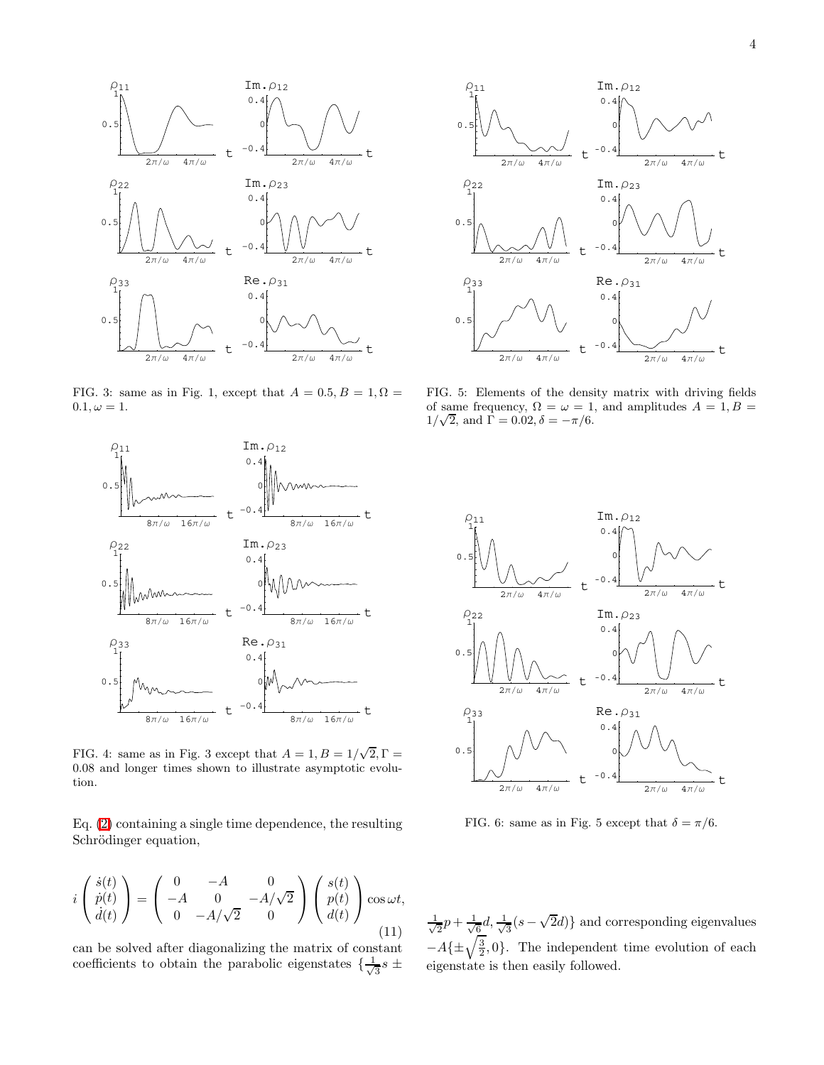FIG. 3: same as in Fig. 1, except that $A = 0.5, B = 1, \Omega = 0.1, \omega = 1$.

FIG. 4: same as in Fig. 3 except that $A = 1, B = 1/\sqrt{2}, \Gamma = 0.08$ and longer times shown to illustrate asymptotic evolution.

FIG. 5: Elements of the density matrix with driving fields of same frequency, $\Omega = \omega = 1$, and amplitudes $A = 1, B = 1/\sqrt{2}$, and $\Gamma = 0.02, \delta = -\pi/6$.

FIG. 6: same as in Fig. 5 except that $\delta = \pi/6$.

Eq. (2) containing a single time dependence, the resulting Schrödinger equation,

$$i \begin{pmatrix} \dot{s}(t) \\ \dot{p}(t) \\ \dot{d}(t) \end{pmatrix} = \begin{pmatrix} 0 & -A & 0 \\ -A & 0 & -A/\sqrt{2} \\ 0 & -A/\sqrt{2} & 0 \end{pmatrix} \begin{pmatrix} s(t) \\ p(t) \\ d(t) \end{pmatrix} \cos \omega t, \tag{11}$$

can be solved after diagonalizing the matrix of constant coefficients to obtain the parabolic eigenstates $\{\frac{1}{\sqrt{3}}s \pm \frac{1}{\sqrt{2}}p + \frac{1}{\sqrt{6}}d, \frac{1}{\sqrt{3}}(s - \sqrt{2}d)\}$ and corresponding eigenvalues $-A\{\pm\sqrt{\frac{3}{2}}, 0\}$. The independent time evolution of each eigenstate is then easily followed.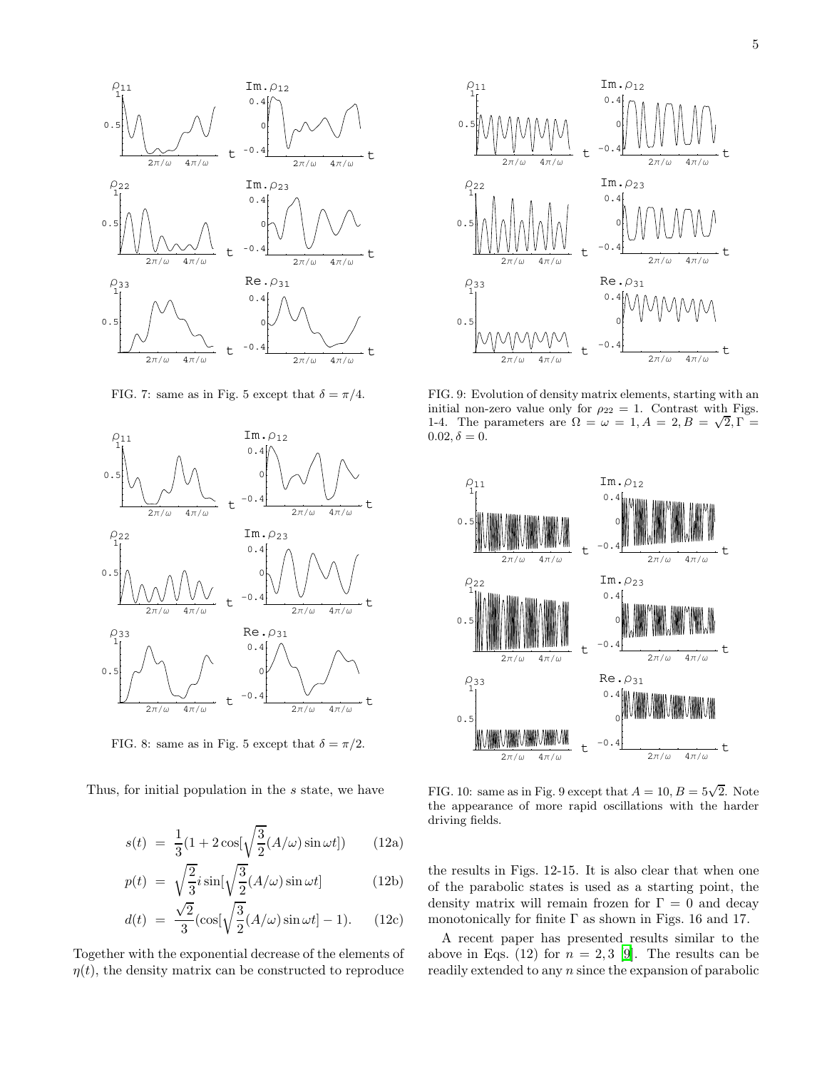FIG. 7: same as in Fig. 5 except that $\delta = \pi/4$.

FIG. 8: same as in Fig. 5 except that $\delta = \pi/2$.

Thus, for initial population in the $s$ state, we have

$$s(t) = \frac{1}{3}(1 + 2\cos[\sqrt{\frac{3}{2}}(A/\omega)\sin\omega t]) \qquad (12a)$$

$$p(t) = \sqrt{\frac{2}{3}} i \sin[\sqrt{\frac{3}{2}}(A/\omega)\sin\omega t] \qquad (12b)$$

$$d(t) = \frac{\sqrt{2}}{3}(\cos[\sqrt{\frac{3}{2}}(A/\omega)\sin\omega t] - 1). \qquad (12c)$$

Together with the exponential decrease of the elements of $\eta(t)$, the density matrix can be constructed to reproduce the results in Figs. 12-15. It is also clear that when one of the parabolic states is used as a starting point, the density matrix will remain frozen for $\Gamma = 0$ and decay monotonically for finite $\Gamma$ as shown in Figs. 16 and 17.

A recent paper has presented results similar to the above in Eqs. (12) for $n = 2, 3$ [9]. The results can be readily extended to any $n$ since the expansion of parabolic

FIG. 9: Evolution of density matrix elements, starting with an initial non-zero value only for $\rho_{22} = 1$. Contrast with Figs. 1-4. The parameters are $\Omega = \omega = 1, A = 2, B = \sqrt{2}, \Gamma = 0.02, \delta = 0$.

FIG. 10: same as in Fig. 9 except that $A = 10, B = 5\sqrt{2}$. Note the appearance of more rapid oscillations with the harder driving fields.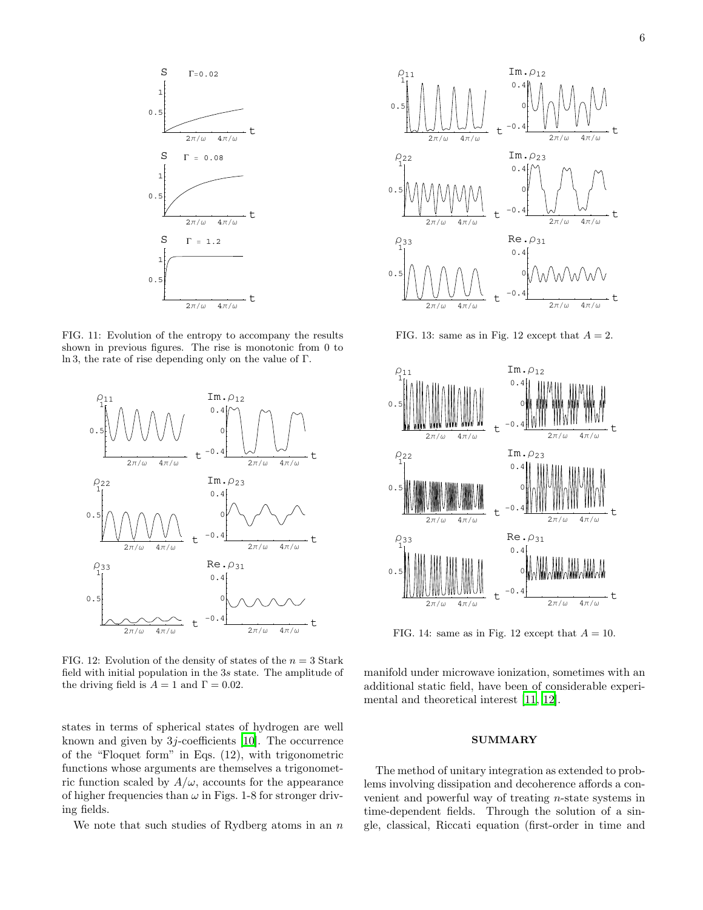FIG. 11: Evolution of the entropy to accompany the results shown in previous figures. The rise is monotonic from 0 to ln 3, the rate of rise depending only on the value of Γ.

FIG. 12: Evolution of the density of states of the $n = 3$ Stark field with initial population in the 3$s$ state. The amplitude of the driving field is $A = 1$ and $\Gamma = 0.02$.

states in terms of spherical states of hydrogen are well known and given by 3$j$-coefficients [10]. The occurrence of the "Floquet form" in Eqs. (12), with trigonometric functions whose arguments are themselves a trigonometric function scaled by $A/\omega$, accounts for the appearance of higher frequencies than $\omega$ in Figs. 1-8 for stronger driving fields.

We note that such studies of Rydberg atoms in an $n$ manifold under microwave ionization, sometimes with an additional static field, have been of considerable experimental and theoretical interest [11, 12].

FIG. 13: same as in Fig. 12 except that $A = 2$.

FIG. 14: same as in Fig. 12 except that $A = 10$.

## SUMMARY

The method of unitary integration as extended to problems involving dissipation and decoherence affords a convenient and powerful way of treating $n$-state systems in time-dependent fields. Through the solution of a single, classical, Riccati equation (first-order in time and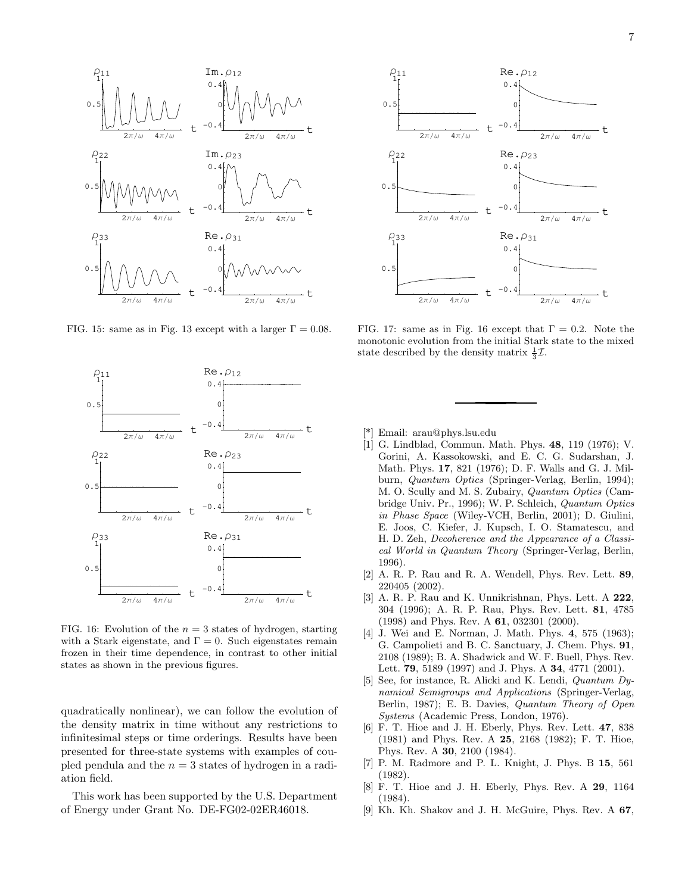FIG. 15: same as in Fig. 13 except with a larger $\Gamma = 0.08$.

FIG. 16: Evolution of the $n = 3$ states of hydrogen, starting with a Stark eigenstate, and $\Gamma = 0$. Such eigenstates remain frozen in their time dependence, in contrast to other initial states as shown in the previous figures.

quadratically nonlinear), we can follow the evolution of the density matrix in time without any restrictions to infinitesimal steps or time orderings. Results have been presented for three-state systems with examples of coupled pendula and the $n = 3$ states of hydrogen in a radiation field.

This work has been supported by the U.S. Department of Energy under Grant No. DE-FG02-02ER46018.

FIG. 17: same as in Fig. 16 except that $\Gamma = 0.2$. Note the monotonic evolution from the initial Stark state to the mixed state described by the density matrix $\frac{1}{3}\mathcal{I}$.

---

[*] Email: arau@phys.lsu.edu

[1] G. Lindblad, Commun. Math. Phys. **48**, 119 (1976); V. Gorini, A. Kassokowski, and E. C. G. Sudarshan, J. Math. Phys. **17**, 821 (1976); D. F. Walls and G. J. Milburn, *Quantum Optics* (Springer-Verlag, Berlin, 1994); M. O. Scully and M. S. Zubairy, *Quantum Optics* (Cambridge Univ. Pr., 1996); W. P. Schleich, *Quantum Optics in Phase Space* (Wiley-VCH, Berlin, 2001); D. Giulini, E. Joos, C. Kiefer, J. Kupsch, I. O. Stamatescu, and H. D. Zeh, *Decoherence and the Appearance of a Classical World in Quantum Theory* (Springer-Verlag, Berlin, 1996).

[2] A. R. P. Rau and R. A. Wendell, Phys. Rev. Lett. **89**, 220405 (2002).

[3] A. R. P. Rau and K. Unnikrishnan, Phys. Lett. A **222**, 304 (1996); A. R. P. Rau, Phys. Rev. Lett. **81**, 4785 (1998) and Phys. Rev. A **61**, 032301 (2000).

[4] J. Wei and E. Norman, J. Math. Phys. **4**, 575 (1963); G. Campolieti and B. C. Sanctuary, J. Chem. Phys. **91**, 2108 (1989); B. A. Shadwick and W. F. Buell, Phys. Rev. Lett. **79**, 5189 (1997) and J. Phys. A **34**, 4771 (2001).

[5] See, for instance, R. Alicki and K. Lendi, *Quantum Dynamical Semigroups and Applications* (Springer-Verlag, Berlin, 1987); E. B. Davies, *Quantum Theory of Open Systems* (Academic Press, London, 1976).

[6] F. T. Hioe and J. H. Eberly, Phys. Rev. Lett. **47**, 838 (1981) and Phys. Rev. A **25**, 2168 (1982); F. T. Hioe, Phys. Rev. A **30**, 2100 (1984).

[7] P. M. Radmore and P. L. Knight, J. Phys. B **15**, 561 (1982).

[8] F. T. Hioe and J. H. Eberly, Phys. Rev. A **29**, 1164 (1984).

[9] Kh. Kh. Shakov and J. H. McGuire, Phys. Rev. A **67**,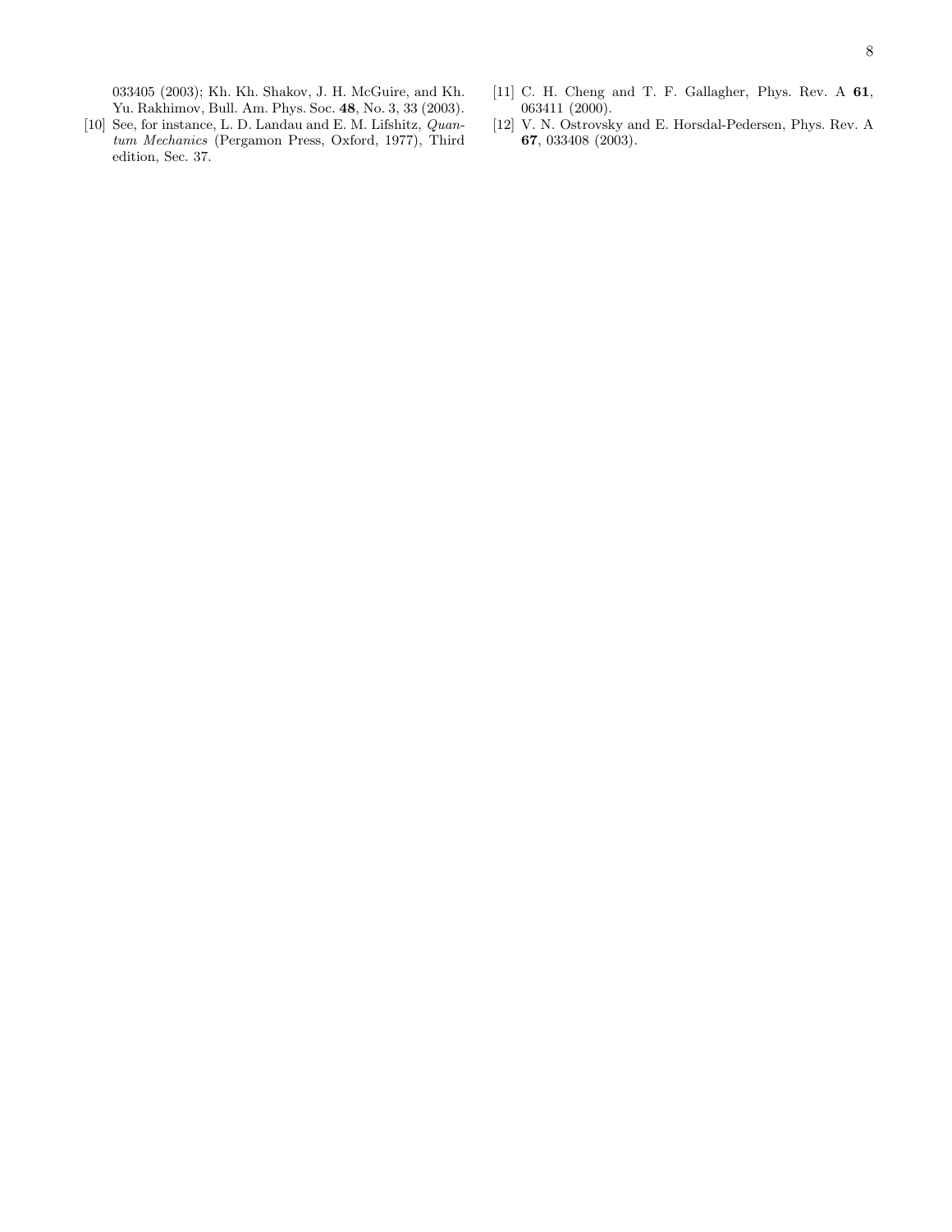033405 (2003); Kh. Kh. Shakov, J. H. McGuire, and Kh. Yu. Rakhimov, Bull. Am. Phys. Soc. **48**, No. 3, 33 (2003).

[10] See, for instance, L. D. Landau and E. M. Lifshitz, *Quantum Mechanics* (Pergamon Press, Oxford, 1977), Third edition, Sec. 37.

[11] C. H. Cheng and T. F. Gallagher, Phys. Rev. A **61**, 063411 (2000).

[12] V. N. Ostrovsky and E. Horsdal-Pedersen, Phys. Rev. A **67**, 033408 (2003).